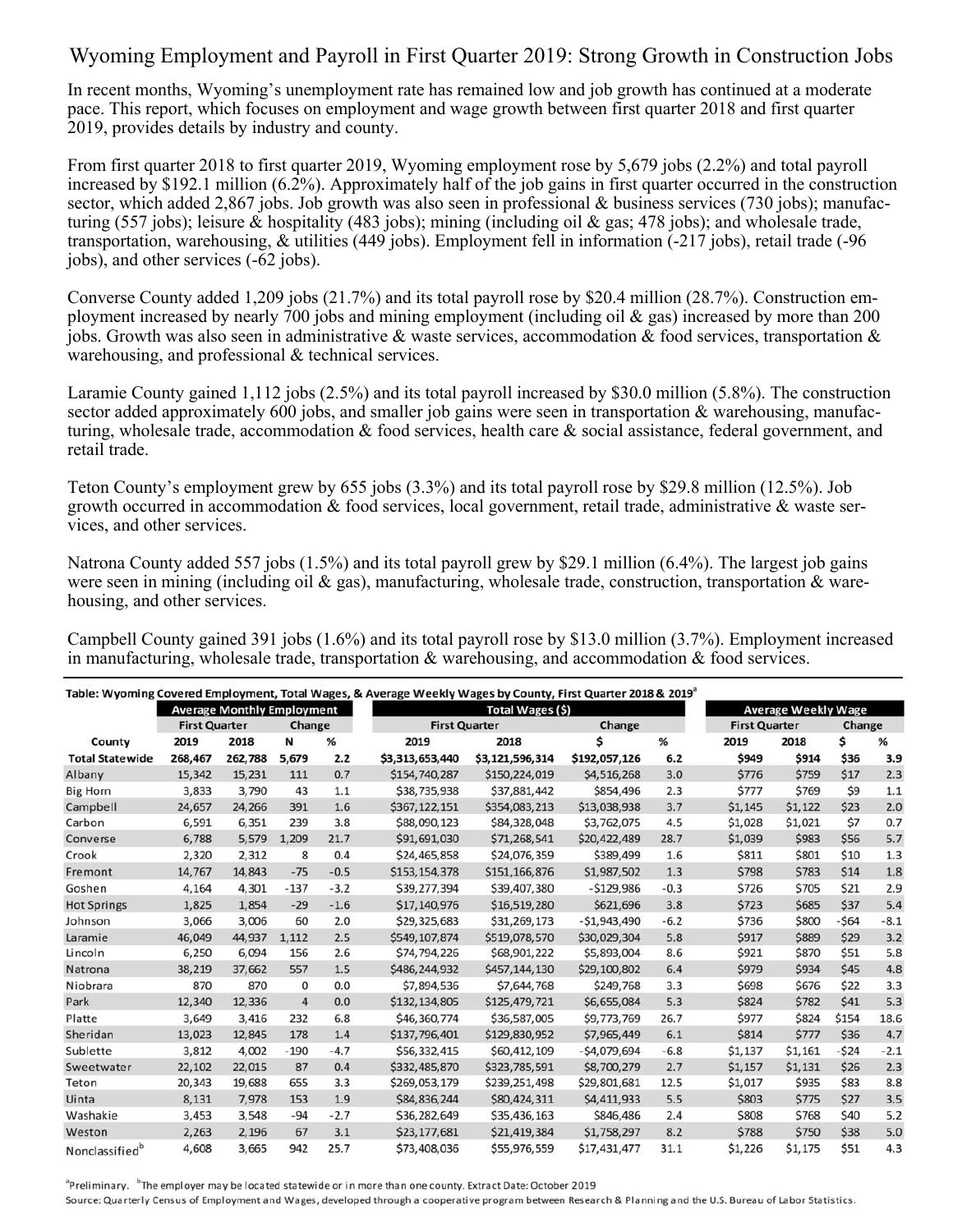# Wyoming Employment and Payroll in First Quarter 2019: Strong Growth in Construction Jobs

In recent months, Wyoming's unemployment rate has remained low and job growth has continued at a moderate pace. This report, which focuses on employment and wage growth between first quarter 2018 and first quarter 2019, provides details by industry and county.

From first quarter 2018 to first quarter 2019, Wyoming employment rose by 5,679 jobs (2.2%) and total payroll increased by $192.1 million (6.2%). Approximately half of the job gains in first quarter occurred in the construction sector, which added 2,867 jobs. Job growth was also seen in professional & business services (730 jobs); manufacturing (557 jobs); leisure & hospitality (483 jobs); mining (including oil & gas; 478 jobs); and wholesale trade, transportation, warehousing, & utilities (449 jobs). Employment fell in information (-217 jobs), retail trade (-96 jobs), and other services (-62 jobs).

Converse County added 1,209 jobs (21.7%) and its total payroll rose by $20.4 million (28.7%). Construction employment increased by nearly 700 jobs and mining employment (including oil & gas) increased by more than 200 jobs. Growth was also seen in administrative & waste services, accommodation & food services, transportation & warehousing, and professional & technical services.

Laramie County gained 1,112 jobs (2.5%) and its total payroll increased by $30.0 million (5.8%). The construction sector added approximately 600 jobs, and smaller job gains were seen in transportation & warehousing, manufacturing, wholesale trade, accommodation & food services, health care & social assistance, federal government, and retail trade.

Teton County's employment grew by 655 jobs (3.3%) and its total payroll rose by $29.8 million (12.5%). Job growth occurred in accommodation & food services, local government, retail trade, administrative & waste services, and other services.

Natrona County added 557 jobs (1.5%) and its total payroll grew by $29.1 million (6.4%). The largest job gains were seen in mining (including oil & gas), manufacturing, wholesale trade, construction, transportation & warehousing, and other services.

Campbell County gained 391 jobs (1.6%) and its total payroll rose by $13.0 million (3.7%). Employment increased in manufacturing, wholesale trade, transportation & warehousing, and accommodation & food services.

**Table: Wyoming Covered Employment, Total Wages, & Average Weekly Wages by County, First Quarter 2018 & 2019[a]**

| | Average Monthly Employment | | | | Total Wages ($) | | | | Average Weekly Wage | | | |
|---|---|---|---|---|---|---|---|---|---|---|---|---|
| | First Quarter | | Change | | First Quarter | | Change | | First Quarter | | Change | |
| County | 2019 | 2018 | N | % | 2019 | 2018 | $ | % | 2019 | 2018 | $ | % |
| **Total Statewide** | **268,467** | **262,788** | **5,679** | **2.2** | **$3,313,653,440** | **$3,121,596,314** | **$192,057,126** | **6.2** | **$949** | **$914** | **$36** | **3.9** |
| Albany | 15,342 | 15,231 | 111 | 0.7 | $154,740,287 | $150,224,019 | $4,516,268 | 3.0 | $776 | $759 | $17 | 2.3 |
| Big Horn | 3,833 | 3,790 | 43 | 1.1 | $38,735,938 | $37,881,442 | $854,496 | 2.3 | $777 | $769 | $9 | 1.1 |
| Campbell | 24,657 | 24,266 | 391 | 1.6 | $367,122,151 | $354,083,213 | $13,038,938 | 3.7 | $1,145 | $1,122 | $23 | 2.0 |
| Carbon | 6,591 | 6,351 | 239 | 3.8 | $88,090,123 | $84,328,048 | $3,762,075 | 4.5 | $1,028 | $1,021 | $7 | 0.7 |
| Converse | 6,788 | 5,579 | 1,209 | 21.7 | $91,691,030 | $71,268,541 | $20,422,489 | 28.7 | $1,039 | $983 | $56 | 5.7 |
| Crook | 2,320 | 2,312 | 8 | 0.4 | $24,465,858 | $24,076,359 | $389,499 | 1.6 | $811 | $801 | $10 | 1.3 |
| Fremont | 14,767 | 14,843 | -75 | -0.5 | $153,154,378 | $151,166,876 | $1,987,502 | 1.3 | $798 | $783 | $14 | 1.8 |
| Goshen | 4,164 | 4,301 | -137 | -3.2 | $39,277,394 | $39,407,380 | -$129,986 | -0.3 | $726 | $705 | $21 | 2.9 |
| Hot Springs | 1,825 | 1,854 | -29 | -1.6 | $17,140,976 | $16,519,280 | $621,696 | 3.8 | $723 | $685 | $37 | 5.4 |
| Johnson | 3,066 | 3,006 | 60 | 2.0 | $29,325,683 | $31,269,173 | -$1,943,490 | -6.2 | $736 | $800 | -$64 | -8.1 |
| Laramie | 46,049 | 44,937 | 1,112 | 2.5 | $549,107,874 | $519,078,570 | $30,029,304 | 5.8 | $917 | $889 | $29 | 3.2 |
| Lincoln | 6,250 | 6,094 | 156 | 2.6 | $74,794,226 | $68,901,222 | $5,893,004 | 8.6 | $921 | $870 | $51 | 5.8 |
| Natrona | 38,219 | 37,662 | 557 | 1.5 | $486,244,932 | $457,144,130 | $29,100,802 | 6.4 | $979 | $934 | $45 | 4.8 |
| Niobrara | 870 | 870 | 0 | 0.0 | $7,894,536 | $7,644,768 | $249,768 | 3.3 | $698 | $676 | $22 | 3.3 |
| Park | 12,340 | 12,336 | 4 | 0.0 | $132,134,805 | $125,479,721 | $6,655,084 | 5.3 | $824 | $782 | $41 | 5.3 |
| Platte | 3,649 | 3,416 | 232 | 6.8 | $46,360,774 | $36,587,005 | $9,773,769 | 26.7 | $977 | $824 | $154 | 18.6 |
| Sheridan | 13,023 | 12,845 | 178 | 1.4 | $137,796,401 | $129,830,952 | $7,965,449 | 6.1 | $814 | $777 | $36 | 4.7 |
| Sublette | 3,812 | 4,002 | -190 | -4.7 | $56,332,415 | $60,412,109 | -$4,079,694 | -6.8 | $1,137 | $1,161 | -$24 | -2.1 |
| Sweetwater | 22,102 | 22,015 | 87 | 0.4 | $332,485,870 | $323,785,591 | $8,700,279 | 2.7 | $1,157 | $1,131 | $26 | 2.3 |
| Teton | 20,343 | 19,688 | 655 | 3.3 | $269,053,179 | $239,251,498 | $29,801,681 | 12.5 | $1,017 | $935 | $83 | 8.8 |
| Uinta | 8,131 | 7,978 | 153 | 1.9 | $84,836,244 | $80,424,311 | $4,411,933 | 5.5 | $803 | $775 | $27 | 3.5 |
| Washakie | 3,453 | 3,548 | -94 | -2.7 | $36,282,649 | $35,436,163 | $846,486 | 2.4 | $808 | $768 | $40 | 5.2 |
| Weston | 2,263 | 2,196 | 67 | 3.1 | $23,177,681 | $21,419,384 | $1,758,297 | 8.2 | $788 | $750 | $38 | 5.0 |
| Nonclassified[b] | 4,608 | 3,665 | 942 | 25.7 | $73,408,036 | $55,976,559 | $17,431,477 | 31.1 | $1,226 | $1,175 | $51 | 4.3 |

[a]Preliminary. [b]The employer may be located statewide or in more than one county. Extract Date: October 2019

Source: Quarterly Census of Employment and Wages, developed through a cooperative program between Research & Planning and the U.S. Bureau of Labor Statistics.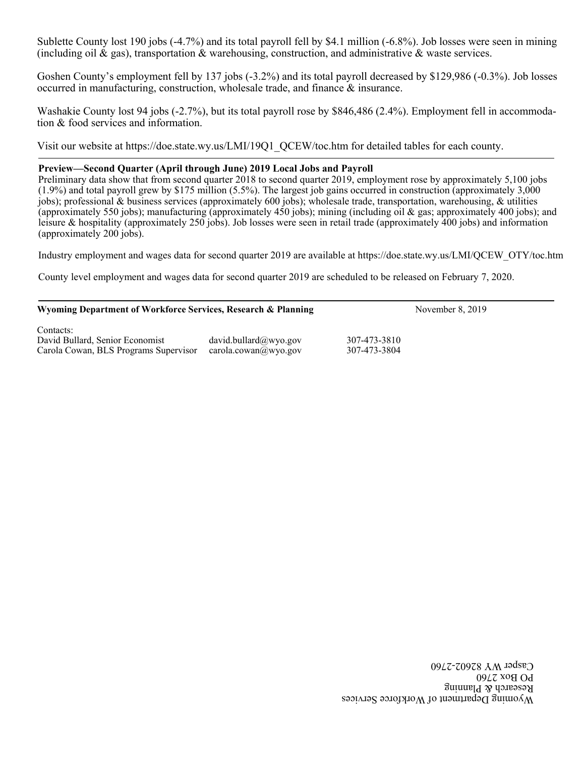Sublette County lost 190 jobs (-4.7%) and its total payroll fell by $4.1 million (-6.8%). Job losses were seen in mining (including oil & gas), transportation & warehousing, construction, and administrative & waste services.

Goshen County's employment fell by 137 jobs (-3.2%) and its total payroll decreased by $129,986 (-0.3%). Job losses occurred in manufacturing, construction, wholesale trade, and finance & insurance.

Washakie County lost 94 jobs (-2.7%), but its total payroll rose by $846,486 (2.4%). Employment fell in accommodation & food services and information.

Visit our website at https://doe.state.wy.us/LMI/19Q1_QCEW/toc.htm for detailed tables for each county.

---

**Preview—Second Quarter (April through June) 2019 Local Jobs and Payroll**

Preliminary data show that from second quarter 2018 to second quarter 2019, employment rose by approximately 5,100 jobs (1.9%) and total payroll grew by $175 million (5.5%). The largest job gains occurred in construction (approximately 3,000 jobs); professional & business services (approximately 600 jobs); wholesale trade, transportation, warehousing, & utilities (approximately 550 jobs); manufacturing (approximately 450 jobs); mining (including oil & gas; approximately 400 jobs); and leisure & hospitality (approximately 250 jobs). Job losses were seen in retail trade (approximately 400 jobs) and information (approximately 200 jobs).

Industry employment and wages data for second quarter 2019 are available at https://doe.state.wy.us/LMI/QCEW_OTY/toc.htm

County level employment and wages data for second quarter 2019 are scheduled to be released on February 7, 2020.

---

**Wyoming Department of Workforce Services, Research & Planning** November 8, 2019

| | | |
|---|---|---|
| Contacts: | | |
| David Bullard, Senior Economist | david.bullard@wyo.gov | 307-473-3810 |
| Carola Cowan, BLS Programs Supervisor | carola.cowan@wyo.gov | 307-473-3804 |

Wyoming Department of Workforce Services
Research & Planning
PO Box 2760
Casper WY 82602-2760